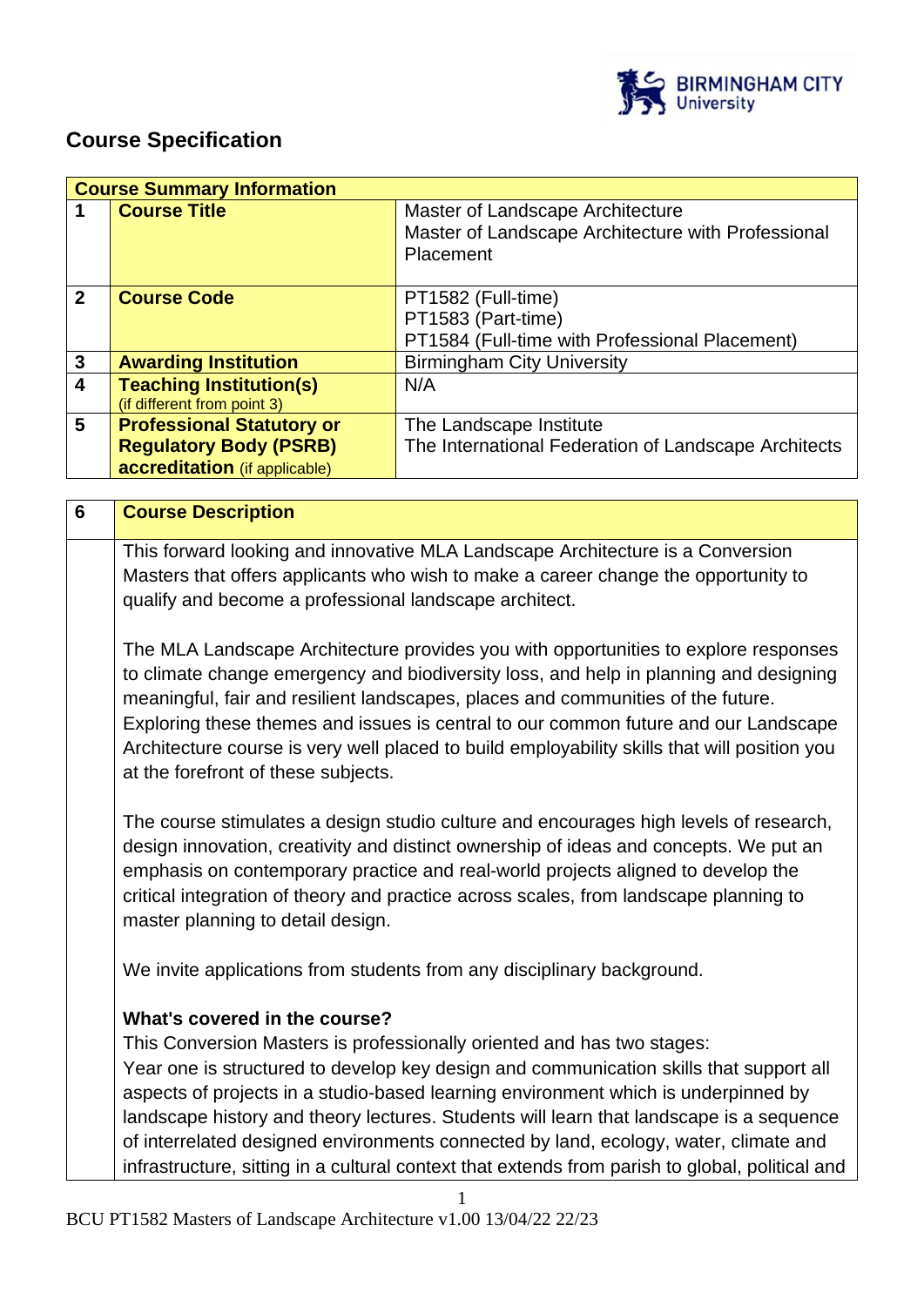## Course Specification

| Course Summary Information | | |
|---|---|---|
| 1 | **Course Title** | Master of Landscape Architecture<br>Master of Landscape Architecture with Professional Placement |
| 2 | **Course Code** | PT1582 (Full-time)<br>PT1583 (Part-time)<br>PT1584 (Full-time with Professional Placement) |
| 3 | **Awarding Institution** | Birmingham City University |
| 4 | **Teaching Institution(s)** (if different from point 3) | N/A |
| 5 | **Professional Statutory or Regulatory Body (PSRB) accreditation** (if applicable) | The Landscape Institute<br>The International Federation of Landscape Architects |

| 6 | **Course Description** |
|---|---|
| | This forward looking and innovative MLA Landscape Architecture is a Conversion Masters that offers applicants who wish to make a career change the opportunity to qualify and become a professional landscape architect.<br><br>The MLA Landscape Architecture provides you with opportunities to explore responses to climate change emergency and biodiversity loss, and help in planning and designing meaningful, fair and resilient landscapes, places and communities of the future. Exploring these themes and issues is central to our common future and our Landscape Architecture course is very well placed to build employability skills that will position you at the forefront of these subjects.<br><br>The course stimulates a design studio culture and encourages high levels of research, design innovation, creativity and distinct ownership of ideas and concepts. We put an emphasis on contemporary practice and real-world projects aligned to develop the critical integration of theory and practice across scales, from landscape planning to master planning to detail design.<br><br>We invite applications from students from any disciplinary background.<br><br>**What's covered in the course?**<br>This Conversion Masters is professionally oriented and has two stages:<br>Year one is structured to develop key design and communication skills that support all aspects of projects in a studio-based learning environment which is underpinned by landscape history and theory lectures. Students will learn that landscape is a sequence of interrelated designed environments connected by land, ecology, water, climate and infrastructure, sitting in a cultural context that extends from parish to global, political and |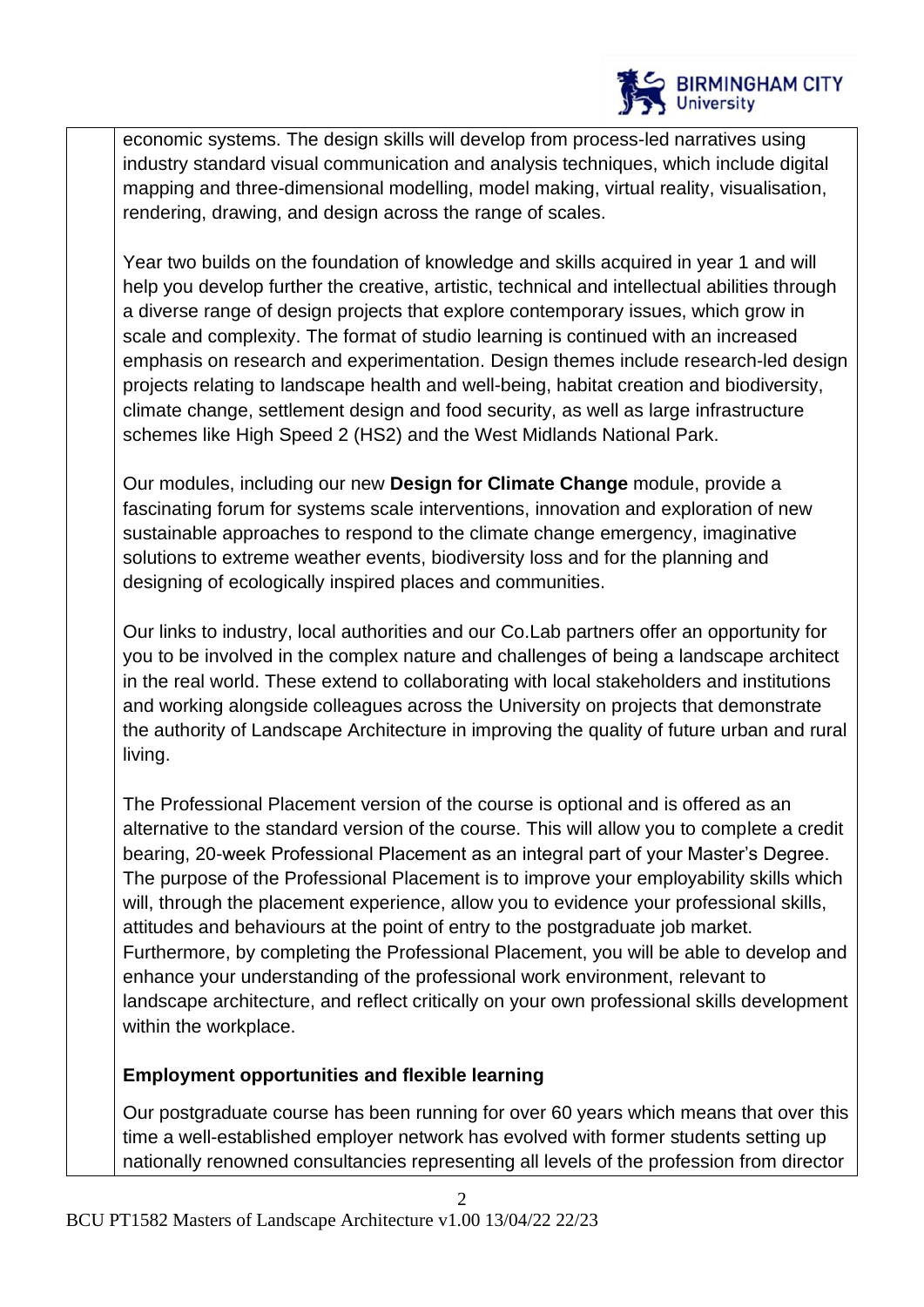economic systems. The design skills will develop from process-led narratives using industry standard visual communication and analysis techniques, which include digital mapping and three-dimensional modelling, model making, virtual reality, visualisation, rendering, drawing, and design across the range of scales.

Year two builds on the foundation of knowledge and skills acquired in year 1 and will help you develop further the creative, artistic, technical and intellectual abilities through a diverse range of design projects that explore contemporary issues, which grow in scale and complexity. The format of studio learning is continued with an increased emphasis on research and experimentation. Design themes include research-led design projects relating to landscape health and well-being, habitat creation and biodiversity, climate change, settlement design and food security, as well as large infrastructure schemes like High Speed 2 (HS2) and the West Midlands National Park.

Our modules, including our new **Design for Climate Change** module, provide a fascinating forum for systems scale interventions, innovation and exploration of new sustainable approaches to respond to the climate change emergency, imaginative solutions to extreme weather events, biodiversity loss and for the planning and designing of ecologically inspired places and communities.

Our links to industry, local authorities and our Co.Lab partners offer an opportunity for you to be involved in the complex nature and challenges of being a landscape architect in the real world. These extend to collaborating with local stakeholders and institutions and working alongside colleagues across the University on projects that demonstrate the authority of Landscape Architecture in improving the quality of future urban and rural living.

The Professional Placement version of the course is optional and is offered as an alternative to the standard version of the course. This will allow you to complete a credit bearing, 20-week Professional Placement as an integral part of your Master's Degree. The purpose of the Professional Placement is to improve your employability skills which will, through the placement experience, allow you to evidence your professional skills, attitudes and behaviours at the point of entry to the postgraduate job market. Furthermore, by completing the Professional Placement, you will be able to develop and enhance your understanding of the professional work environment, relevant to landscape architecture, and reflect critically on your own professional skills development within the workplace.

**Employment opportunities and flexible learning**

Our postgraduate course has been running for over 60 years which means that over this time a well-established employer network has evolved with former students setting up nationally renowned consultancies representing all levels of the profession from director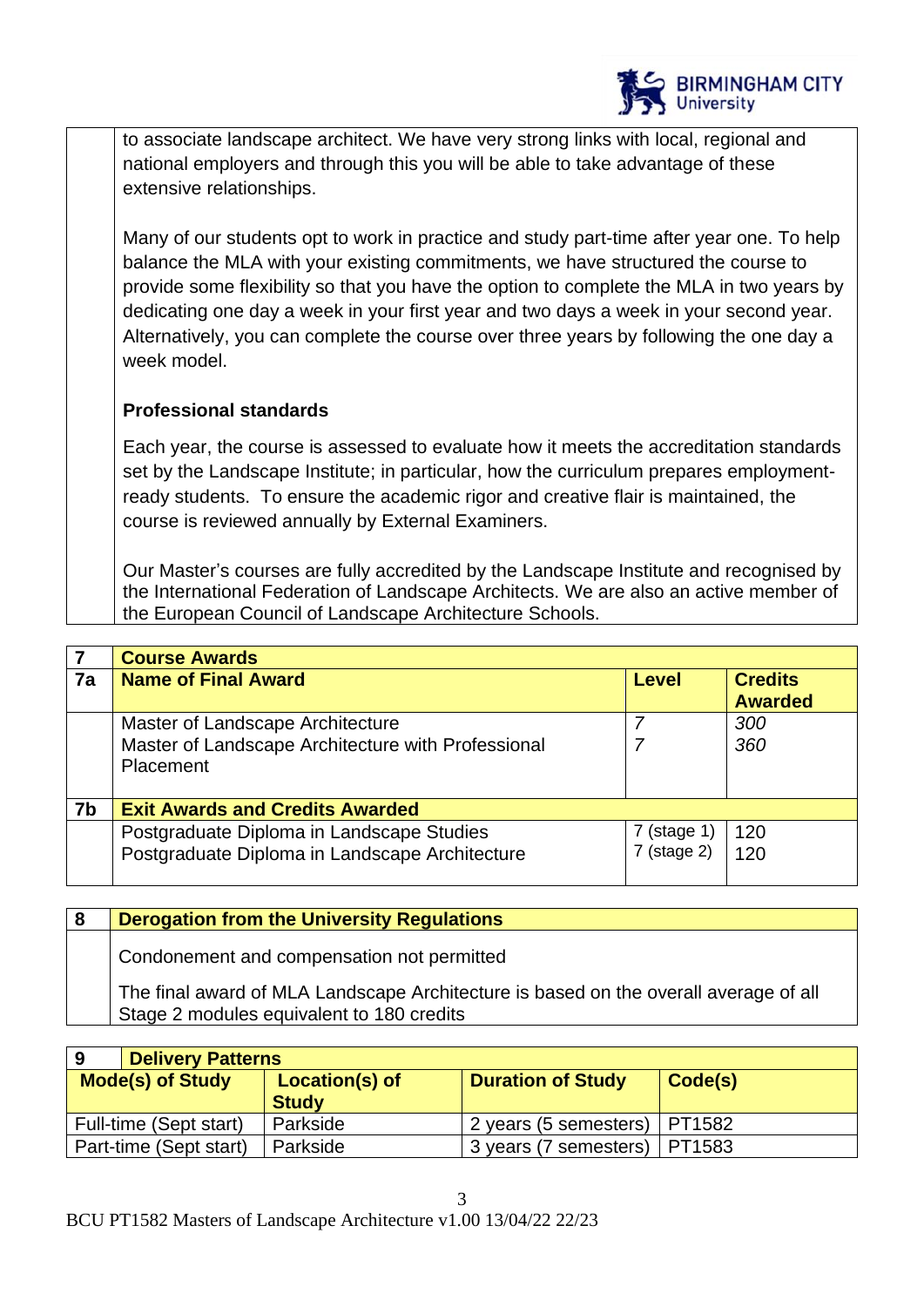to associate landscape architect. We have very strong links with local, regional and national employers and through this you will be able to take advantage of these extensive relationships.

Many of our students opt to work in practice and study part-time after year one. To help balance the MLA with your existing commitments, we have structured the course to provide some flexibility so that you have the option to complete the MLA in two years by dedicating one day a week in your first year and two days a week in your second year. Alternatively, you can complete the course over three years by following the one day a week model.

**Professional standards**

Each year, the course is assessed to evaluate how it meets the accreditation standards set by the Landscape Institute; in particular, how the curriculum prepares employment-ready students. To ensure the academic rigor and creative flair is maintained, the course is reviewed annually by External Examiners.

Our Master's courses are fully accredited by the Landscape Institute and recognised by the International Federation of Landscape Architects. We are also an active member of the European Council of Landscape Architecture Schools.

| 7 | **Course Awards** | | |
|---|---|---|---|
| **7a** | **Name of Final Award** | **Level** | **Credits Awarded** |
| | Master of Landscape Architecture<br>Master of Landscape Architecture with Professional Placement | *7*<br>*7* | *300*<br>*360* |
| **7b** | **Exit Awards and Credits Awarded** | | |
| | Postgraduate Diploma in Landscape Studies<br>Postgraduate Diploma in Landscape Architecture | 7 (stage 1)<br>7 (stage 2) | 120<br>120 |

| 8 | **Derogation from the University Regulations** |
|---|---|
| | Condonement and compensation not permitted<br><br>The final award of MLA Landscape Architecture is based on the overall average of all Stage 2 modules equivalent to 180 credits |

**9 Delivery Patterns**

| Mode(s) of Study | Location(s) of Study | Duration of Study | Code(s) |
|---|---|---|---|
| Full-time (Sept start) | Parkside | 2 years (5 semesters) | PT1582 |
| Part-time (Sept start) | Parkside | 3 years (7 semesters) | PT1583 |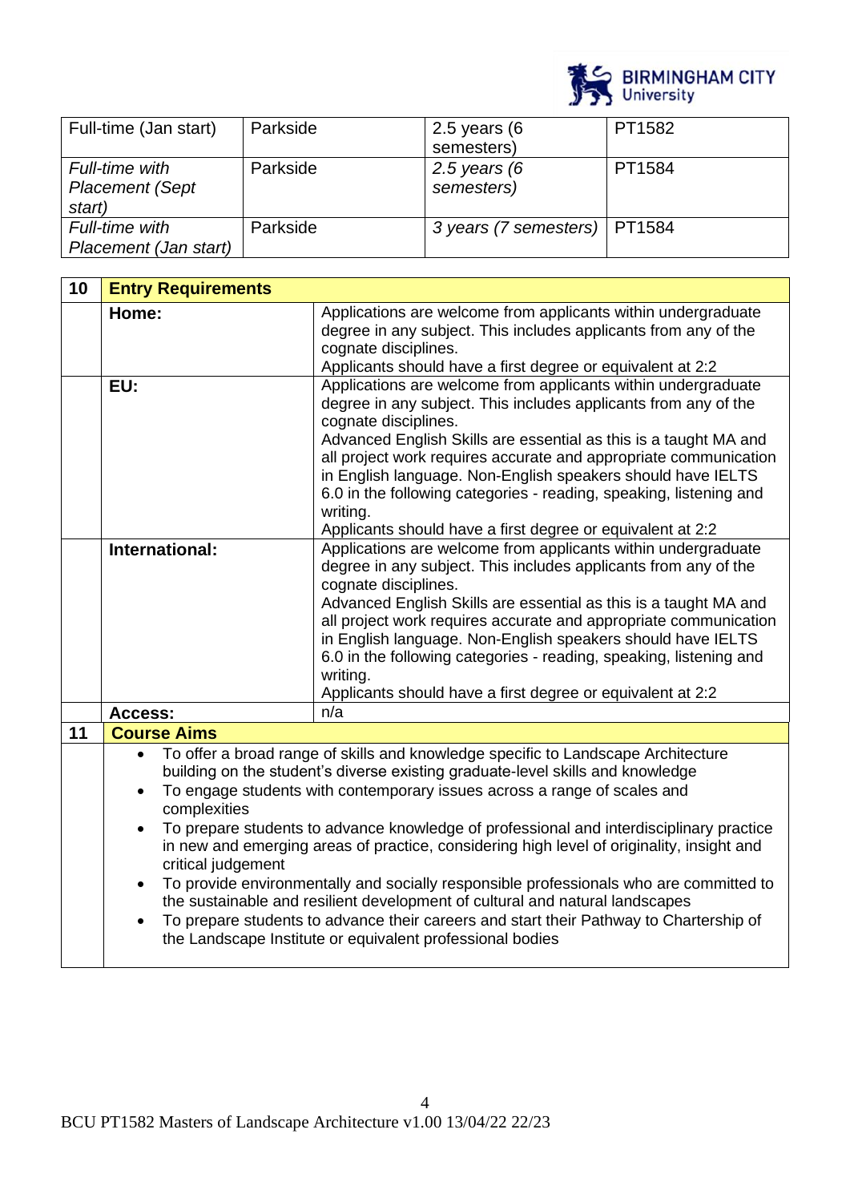| Full-time (Jan start) | Parkside | 2.5 years (6 semesters) | PT1582 |
|---|---|---|---|
| *Full-time with Placement (Sept start)* | Parkside | *2.5 years (6 semesters)* | PT1584 |
| *Full-time with Placement (Jan start)* | Parkside | *3 years (7 semesters)* | PT1584 |

| 10 | **Entry Requirements** | |
|---|---|---|
| | **Home:** | Applications are welcome from applicants within undergraduate degree in any subject. This includes applicants from any of the cognate disciplines.<br>Applicants should have a first degree or equivalent at 2:2 |
| | **EU:** | Applications are welcome from applicants within undergraduate degree in any subject. This includes applicants from any of the cognate disciplines.<br>Advanced English Skills are essential as this is a taught MA and all project work requires accurate and appropriate communication in English language. Non-English speakers should have IELTS 6.0 in the following categories - reading, speaking, listening and writing.<br>Applicants should have a first degree or equivalent at 2:2 |
| | **International:** | Applications are welcome from applicants within undergraduate degree in any subject. This includes applicants from any of the cognate disciplines.<br>Advanced English Skills are essential as this is a taught MA and all project work requires accurate and appropriate communication in English language. Non-English speakers should have IELTS 6.0 in the following categories - reading, speaking, listening and writing.<br>Applicants should have a first degree or equivalent at 2:2 |
| | **Access:** | n/a |

| 11 | **Course Aims** |
|---|---|
| | • To offer a broad range of skills and knowledge specific to Landscape Architecture building on the student's diverse existing graduate-level skills and knowledge<br>• To engage students with contemporary issues across a range of scales and complexities<br>• To prepare students to advance knowledge of professional and interdisciplinary practice in new and emerging areas of practice, considering high level of originality, insight and critical judgement<br>• To provide environmentally and socially responsible professionals who are committed to the sustainable and resilient development of cultural and natural landscapes<br>• To prepare students to advance their careers and start their Pathway to Chartership of the Landscape Institute or equivalent professional bodies |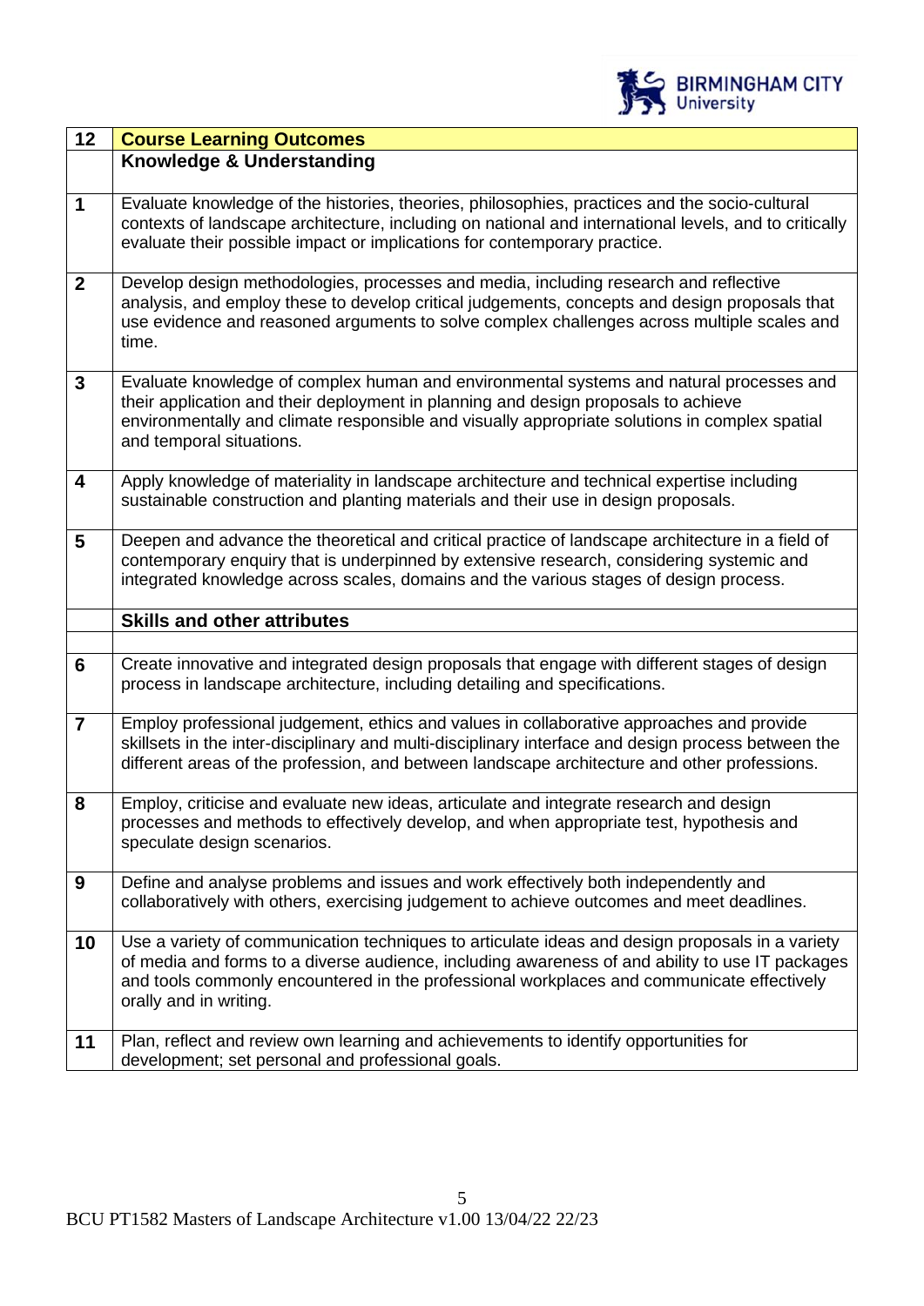| 12 | **Course Learning Outcomes** |
|---|---|
| | **Knowledge & Understanding** |
| 1 | Evaluate knowledge of the histories, theories, philosophies, practices and the socio-cultural contexts of landscape architecture, including on national and international levels, and to critically evaluate their possible impact or implications for contemporary practice. |
| 2 | Develop design methodologies, processes and media, including research and reflective analysis, and employ these to develop critical judgements, concepts and design proposals that use evidence and reasoned arguments to solve complex challenges across multiple scales and time. |
| 3 | Evaluate knowledge of complex human and environmental systems and natural processes and their application and their deployment in planning and design proposals to achieve environmentally and climate responsible and visually appropriate solutions in complex spatial and temporal situations. |
| 4 | Apply knowledge of materiality in landscape architecture and technical expertise including sustainable construction and planting materials and their use in design proposals. |
| 5 | Deepen and advance the theoretical and critical practice of landscape architecture in a field of contemporary enquiry that is underpinned by extensive research, considering systemic and integrated knowledge across scales, domains and the various stages of design process. |
| | **Skills and other attributes** |
| | |
| 6 | Create innovative and integrated design proposals that engage with different stages of design process in landscape architecture, including detailing and specifications. |
| 7 | Employ professional judgement, ethics and values in collaborative approaches and provide skillsets in the inter-disciplinary and multi-disciplinary interface and design process between the different areas of the profession, and between landscape architecture and other professions. |
| 8 | Employ, criticise and evaluate new ideas, articulate and integrate research and design processes and methods to effectively develop, and when appropriate test, hypothesis and speculate design scenarios. |
| 9 | Define and analyse problems and issues and work effectively both independently and collaboratively with others, exercising judgement to achieve outcomes and meet deadlines. |
| 10 | Use a variety of communication techniques to articulate ideas and design proposals in a variety of media and forms to a diverse audience, including awareness of and ability to use IT packages and tools commonly encountered in the professional workplaces and communicate effectively orally and in writing. |
| 11 | Plan, reflect and review own learning and achievements to identify opportunities for development; set personal and professional goals. |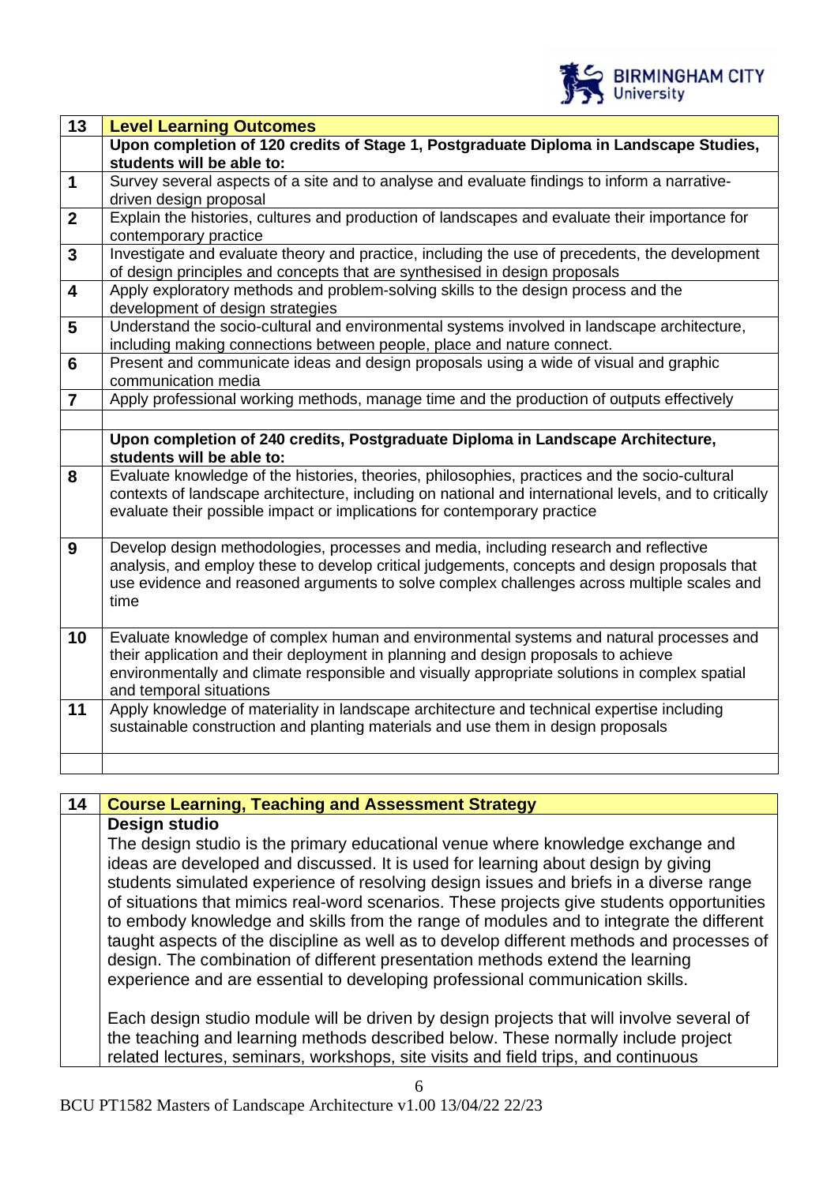| 13 | **Level Learning Outcomes** |
|---|---|
| | **Upon completion of 120 credits of Stage 1, Postgraduate Diploma in Landscape Studies, students will be able to:** |
| **1** | Survey several aspects of a site and to analyse and evaluate findings to inform a narrative-driven design proposal |
| **2** | Explain the histories, cultures and production of landscapes and evaluate their importance for contemporary practice |
| **3** | Investigate and evaluate theory and practice, including the use of precedents, the development of design principles and concepts that are synthesised in design proposals |
| **4** | Apply exploratory methods and problem-solving skills to the design process and the development of design strategies |
| **5** | Understand the socio-cultural and environmental systems involved in landscape architecture, including making connections between people, place and nature connect. |
| **6** | Present and communicate ideas and design proposals using a wide of visual and graphic communication media |
| **7** | Apply professional working methods, manage time and the production of outputs effectively |
| | |
| | **Upon completion of 240 credits, Postgraduate Diploma in Landscape Architecture, students will be able to:** |
| **8** | Evaluate knowledge of the histories, theories, philosophies, practices and the socio-cultural contexts of landscape architecture, including on national and international levels, and to critically evaluate their possible impact or implications for contemporary practice |
| **9** | Develop design methodologies, processes and media, including research and reflective analysis, and employ these to develop critical judgements, concepts and design proposals that use evidence and reasoned arguments to solve complex challenges across multiple scales and time |
| **10** | Evaluate knowledge of complex human and environmental systems and natural processes and their application and their deployment in planning and design proposals to achieve environmentally and climate responsible and visually appropriate solutions in complex spatial and temporal situations |
| **11** | Apply knowledge of materiality in landscape architecture and technical expertise including sustainable construction and planting materials and use them in design proposals |
| | |

| 14 | **Course Learning, Teaching and Assessment Strategy** |
|---|---|

**Design studio**

The design studio is the primary educational venue where knowledge exchange and ideas are developed and discussed. It is used for learning about design by giving students simulated experience of resolving design issues and briefs in a diverse range of situations that mimics real-word scenarios. These projects give students opportunities to embody knowledge and skills from the range of modules and to integrate the different taught aspects of the discipline as well as to develop different methods and processes of design. The combination of different presentation methods extend the learning experience and are essential to developing professional communication skills.

Each design studio module will be driven by design projects that will involve several of the teaching and learning methods described below. These normally include project related lectures, seminars, workshops, site visits and field trips, and continuous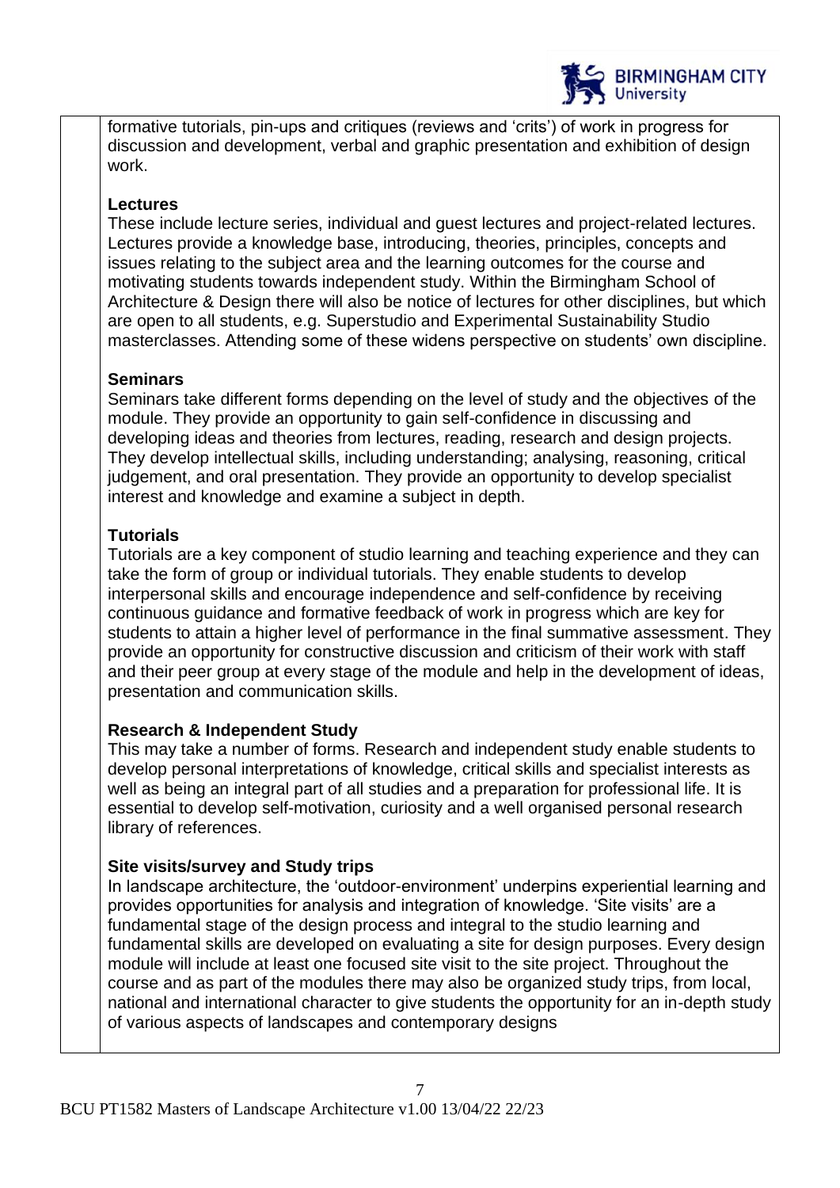formative tutorials, pin-ups and critiques (reviews and 'crits') of work in progress for discussion and development, verbal and graphic presentation and exhibition of design work.

**Lectures**
These include lecture series, individual and guest lectures and project-related lectures. Lectures provide a knowledge base, introducing, theories, principles, concepts and issues relating to the subject area and the learning outcomes for the course and motivating students towards independent study. Within the Birmingham School of Architecture & Design there will also be notice of lectures for other disciplines, but which are open to all students, e.g. Superstudio and Experimental Sustainability Studio masterclasses. Attending some of these widens perspective on students' own discipline.

**Seminars**
Seminars take different forms depending on the level of study and the objectives of the module. They provide an opportunity to gain self-confidence in discussing and developing ideas and theories from lectures, reading, research and design projects. They develop intellectual skills, including understanding; analysing, reasoning, critical judgement, and oral presentation. They provide an opportunity to develop specialist interest and knowledge and examine a subject in depth.

**Tutorials**
Tutorials are a key component of studio learning and teaching experience and they can take the form of group or individual tutorials. They enable students to develop interpersonal skills and encourage independence and self-confidence by receiving continuous guidance and formative feedback of work in progress which are key for students to attain a higher level of performance in the final summative assessment. They provide an opportunity for constructive discussion and criticism of their work with staff and their peer group at every stage of the module and help in the development of ideas, presentation and communication skills.

**Research & Independent Study**
This may take a number of forms. Research and independent study enable students to develop personal interpretations of knowledge, critical skills and specialist interests as well as being an integral part of all studies and a preparation for professional life. It is essential to develop self-motivation, curiosity and a well organised personal research library of references.

**Site visits/survey and Study trips**
In landscape architecture, the 'outdoor-environment' underpins experiential learning and provides opportunities for analysis and integration of knowledge. 'Site visits' are a fundamental stage of the design process and integral to the studio learning and fundamental skills are developed on evaluating a site for design purposes. Every design module will include at least one focused site visit to the site project. Throughout the course and as part of the modules there may also be organized study trips, from local, national and international character to give students the opportunity for an in-depth study of various aspects of landscapes and contemporary designs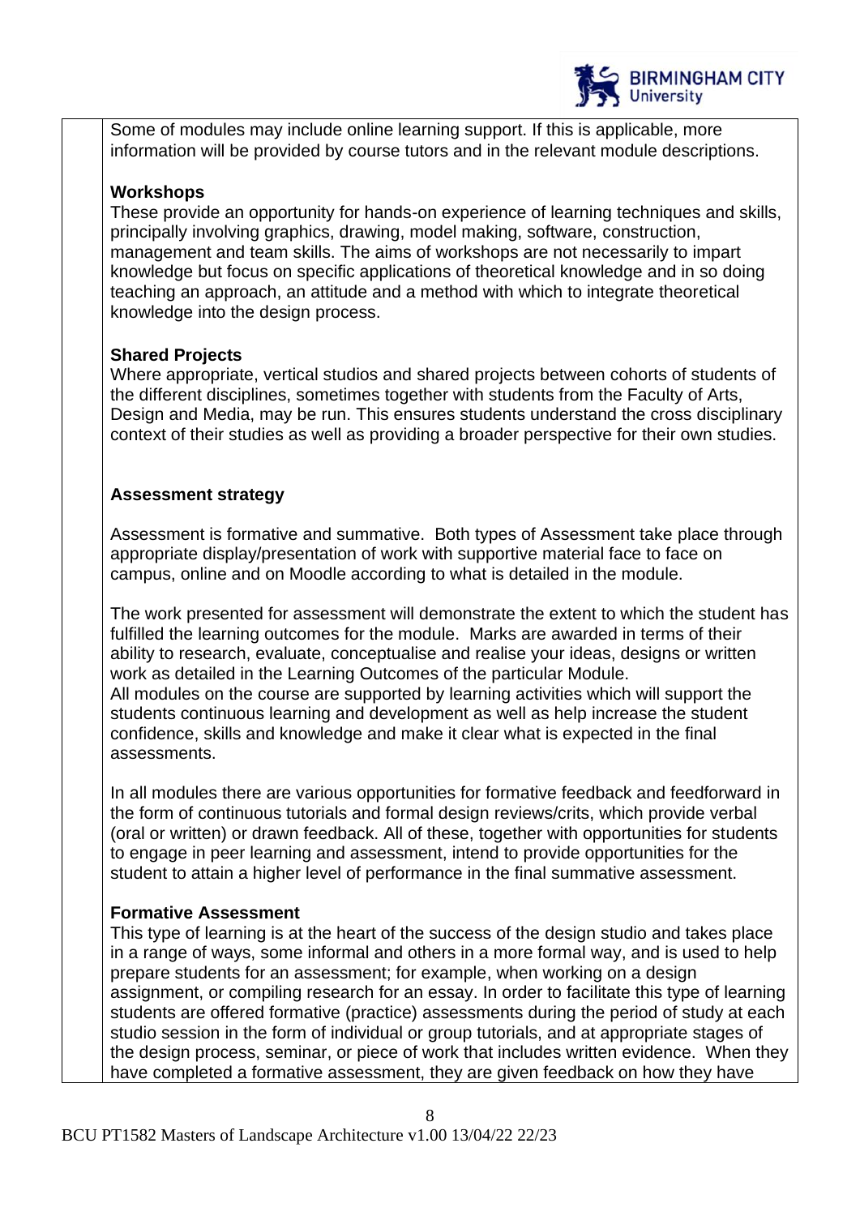Some of modules may include online learning support. If this is applicable, more information will be provided by course tutors and in the relevant module descriptions.

**Workshops**
These provide an opportunity for hands-on experience of learning techniques and skills, principally involving graphics, drawing, model making, software, construction, management and team skills. The aims of workshops are not necessarily to impart knowledge but focus on specific applications of theoretical knowledge and in so doing teaching an approach, an attitude and a method with which to integrate theoretical knowledge into the design process.

**Shared Projects**
Where appropriate, vertical studios and shared projects between cohorts of students of the different disciplines, sometimes together with students from the Faculty of Arts, Design and Media, may be run. This ensures students understand the cross disciplinary context of their studies as well as providing a broader perspective for their own studies.

**Assessment strategy**

Assessment is formative and summative. Both types of Assessment take place through appropriate display/presentation of work with supportive material face to face on campus, online and on Moodle according to what is detailed in the module.

The work presented for assessment will demonstrate the extent to which the student has fulfilled the learning outcomes for the module. Marks are awarded in terms of their ability to research, evaluate, conceptualise and realise your ideas, designs or written work as detailed in the Learning Outcomes of the particular Module.
All modules on the course are supported by learning activities which will support the students continuous learning and development as well as help increase the student confidence, skills and knowledge and make it clear what is expected in the final assessments.

In all modules there are various opportunities for formative feedback and feedforward in the form of continuous tutorials and formal design reviews/crits, which provide verbal (oral or written) or drawn feedback. All of these, together with opportunities for students to engage in peer learning and assessment, intend to provide opportunities for the student to attain a higher level of performance in the final summative assessment.

**Formative Assessment**
This type of learning is at the heart of the success of the design studio and takes place in a range of ways, some informal and others in a more formal way, and is used to help prepare students for an assessment; for example, when working on a design assignment, or compiling research for an essay. In order to facilitate this type of learning students are offered formative (practice) assessments during the period of study at each studio session in the form of individual or group tutorials, and at appropriate stages of the design process, seminar, or piece of work that includes written evidence. When they have completed a formative assessment, they are given feedback on how they have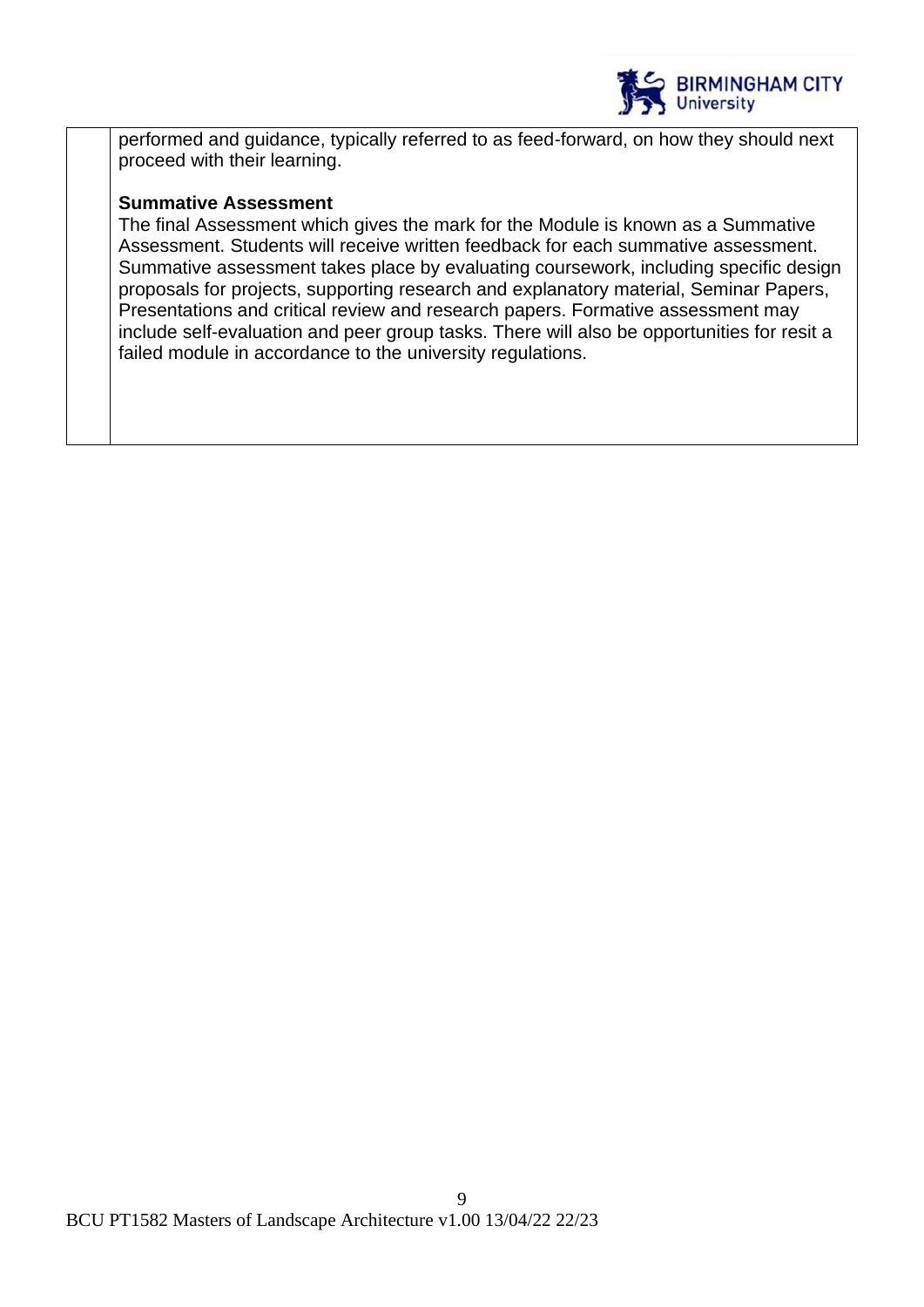performed and guidance, typically referred to as feed-forward, on how they should next proceed with their learning.

**Summative Assessment**

The final Assessment which gives the mark for the Module is known as a Summative Assessment. Students will receive written feedback for each summative assessment. Summative assessment takes place by evaluating coursework, including specific design proposals for projects, supporting research and explanatory material, Seminar Papers, Presentations and critical review and research papers. Formative assessment may include self-evaluation and peer group tasks. There will also be opportunities for resit a failed module in accordance to the university regulations.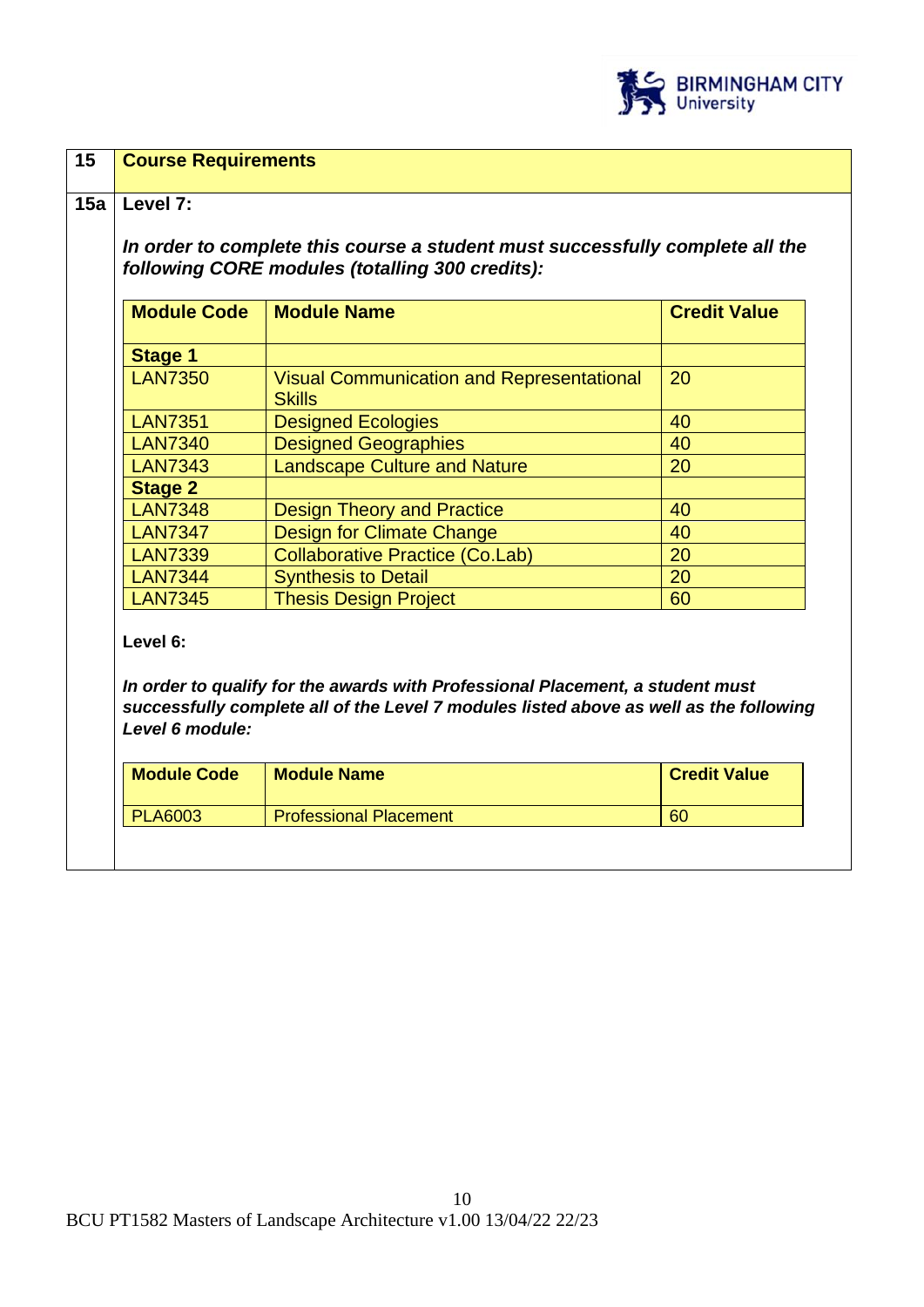## 15 Course Requirements

### 15a Level 7:

***In order to complete this course a student must successfully complete all the following CORE modules (totalling 300 credits):***

| Module Code | Module Name | Credit Value |
|---|---|---|
| **Stage 1** | | |
| LAN7350 | Visual Communication and Representational Skills | 20 |
| LAN7351 | Designed Ecologies | 40 |
| LAN7340 | Designed Geographies | 40 |
| LAN7343 | Landscape Culture and Nature | 20 |
| **Stage 2** | | |
| LAN7348 | Design Theory and Practice | 40 |
| LAN7347 | Design for Climate Change | 40 |
| LAN7339 | Collaborative Practice (Co.Lab) | 20 |
| LAN7344 | Synthesis to Detail | 20 |
| LAN7345 | Thesis Design Project | 60 |

**Level 6:**

***In order to qualify for the awards with Professional Placement, a student must successfully complete all of the Level 7 modules listed above as well as the following Level 6 module:***

| Module Code | Module Name | Credit Value |
|---|---|---|
| PLA6003 | Professional Placement | 60 |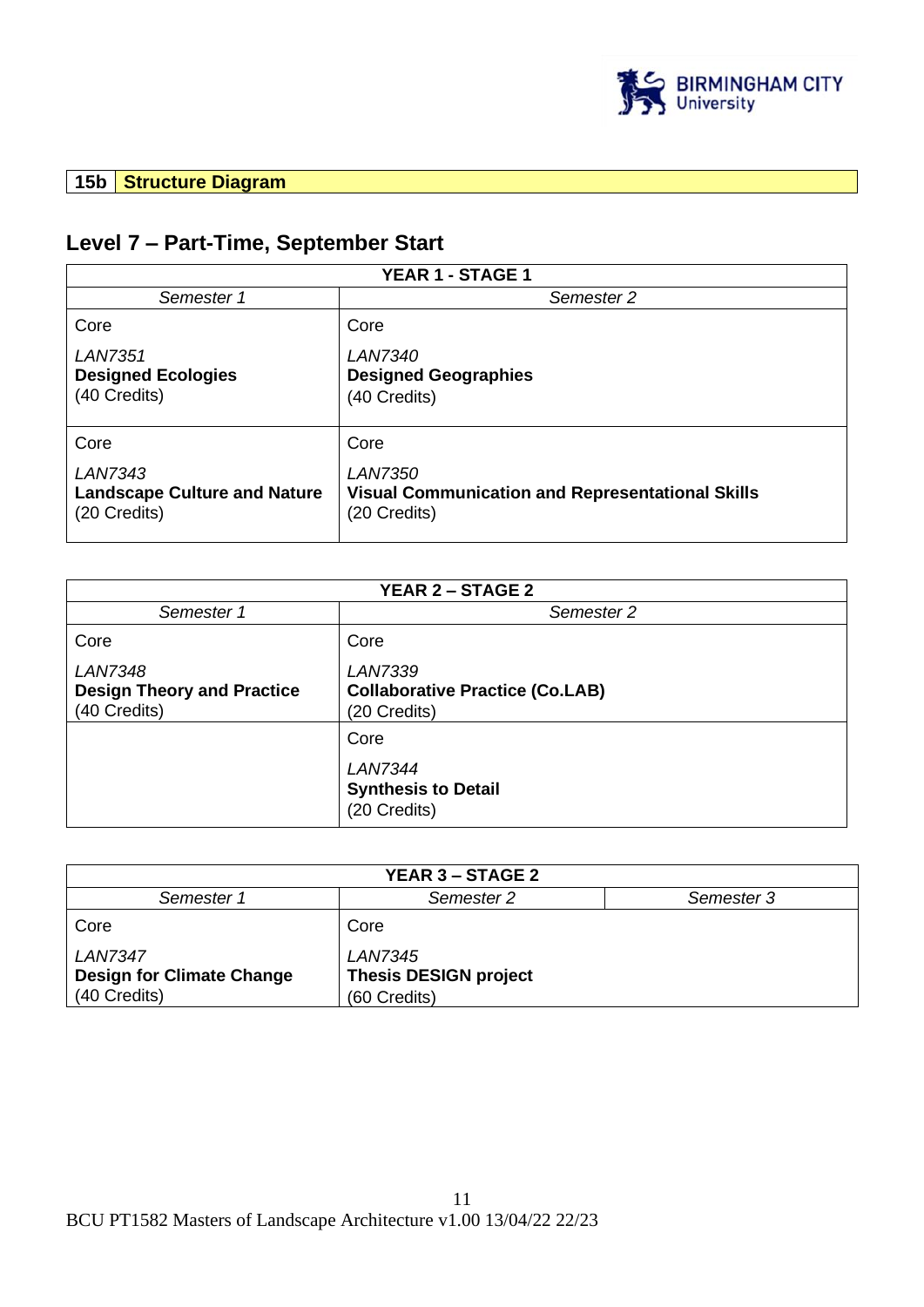| 15b | Structure Diagram |
|---|---|

## Level 7 – Part-Time, September Start

| YEAR 1 - STAGE 1 | |
|---|---|
| *Semester 1* | *Semester 2* |
| Core<br>*LAN7351*<br>**Designed Ecologies**<br>(40 Credits) | Core<br>*LAN7340*<br>**Designed Geographies**<br>(40 Credits) |
| Core<br>*LAN7343*<br>**Landscape Culture and Nature**<br>(20 Credits) | Core<br>*LAN7350*<br>**Visual Communication and Representational Skills**<br>(20 Credits) |

| YEAR 2 – STAGE 2 | |
|---|---|
| *Semester 1* | *Semester 2* |
| Core<br>*LAN7348*<br>**Design Theory and Practice**<br>(40 Credits) | Core<br>*LAN7339*<br>**Collaborative Practice (Co.LAB)**<br>(20 Credits) |
| | Core<br>*LAN7344*<br>**Synthesis to Detail**<br>(20 Credits) |

| YEAR 3 – STAGE 2 | | |
|---|---|---|
| *Semester 1* | *Semester 2* | *Semester 3* |
| Core<br>*LAN7347*<br>**Design for Climate Change**<br>(40 Credits) | Core<br>*LAN7345*<br>**Thesis DESIGN project**<br>(60 Credits) | |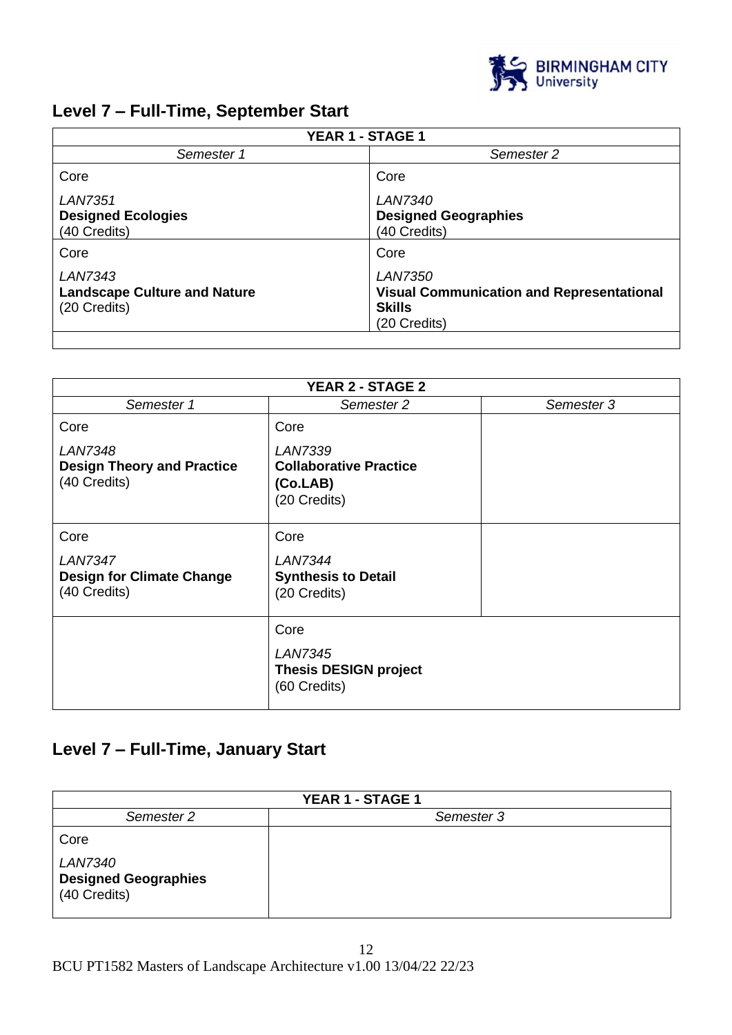## Level 7 – Full-Time, September Start

| YEAR 1 - STAGE 1 | |
|---|---|
| *Semester 1* | *Semester 2* |
| Core<br>*LAN7351*<br>**Designed Ecologies**<br>(40 Credits) | Core<br>*LAN7340*<br>**Designed Geographies**<br>(40 Credits) |
| Core<br>*LAN7343*<br>**Landscape Culture and Nature**<br>(20 Credits) | Core<br>*LAN7350*<br>**Visual Communication and Representational Skills**<br>(20 Credits) |
| | |

| YEAR 2 - STAGE 2 | | |
|---|---|---|
| *Semester 1* | *Semester 2* | *Semester 3* |
| Core<br>*LAN7348*<br>**Design Theory and Practice**<br>(40 Credits) | Core<br>*LAN7339*<br>**Collaborative Practice (Co.LAB)**<br>(20 Credits) | |
| Core<br>*LAN7347*<br>**Design for Climate Change**<br>(40 Credits) | Core<br>*LAN7344*<br>**Synthesis to Detail**<br>(20 Credits) | |
| | Core<br>*LAN7345*<br>**Thesis DESIGN project**<br>(60 Credits) | |

## Level 7 – Full-Time, January Start

| YEAR 1 - STAGE 1 | |
|---|---|
| *Semester 2* | *Semester 3* |
| Core<br>*LAN7340*<br>**Designed Geographies**<br>(40 Credits) | |

BCU PT1582 Masters of Landscape Architecture v1.00 13/04/22 22/23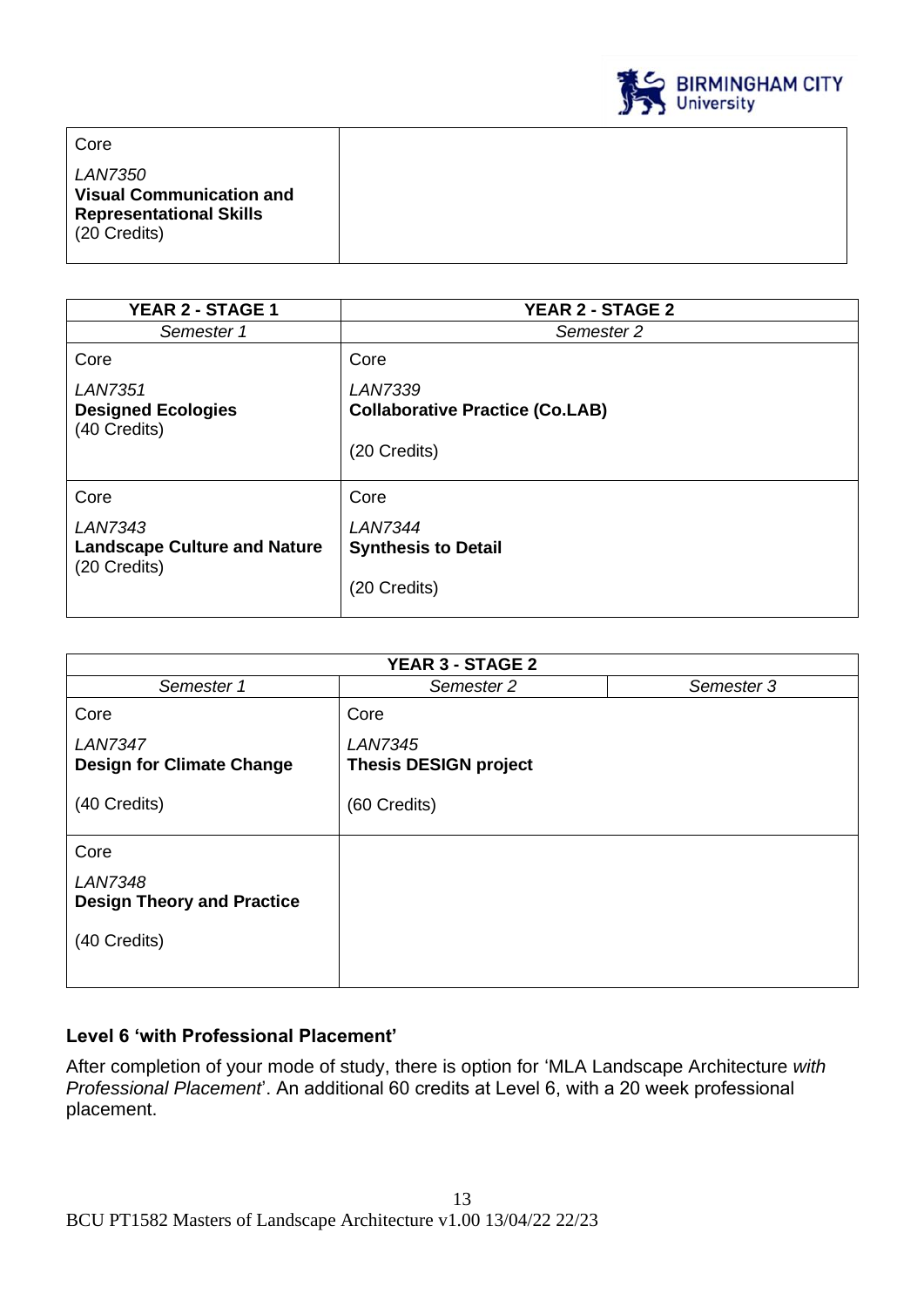| Core<br>*LAN7350*<br>**Visual Communication and Representational Skills**<br>(20 Credits) | |
|---|---|

| YEAR 2 - STAGE 1 | YEAR 2 - STAGE 2 |
|---|---|
| *Semester 1* | *Semester 2* |
| Core<br>*LAN7351*<br>**Designed Ecologies**<br>(40 Credits) | Core<br>*LAN7339*<br>**Collaborative Practice (Co.LAB)**<br>(20 Credits) |
| Core<br>*LAN7343*<br>**Landscape Culture and Nature**<br>(20 Credits) | Core<br>*LAN7344*<br>**Synthesis to Detail**<br>(20 Credits) |

| YEAR 3 - STAGE 2 | | |
|---|---|---|
| *Semester 1* | *Semester 2* | *Semester 3* |
| Core<br>*LAN7347*<br>**Design for Climate Change**<br>(40 Credits) | Core<br>*LAN7345*<br>**Thesis DESIGN project**<br>(60 Credits) | |
| Core<br>*LAN7348*<br>**Design Theory and Practice**<br>(40 Credits) | | |

### Level 6 'with Professional Placement'

After completion of your mode of study, there is option for 'MLA Landscape Architecture *with Professional Placement*'. An additional 60 credits at Level 6, with a 20 week professional placement.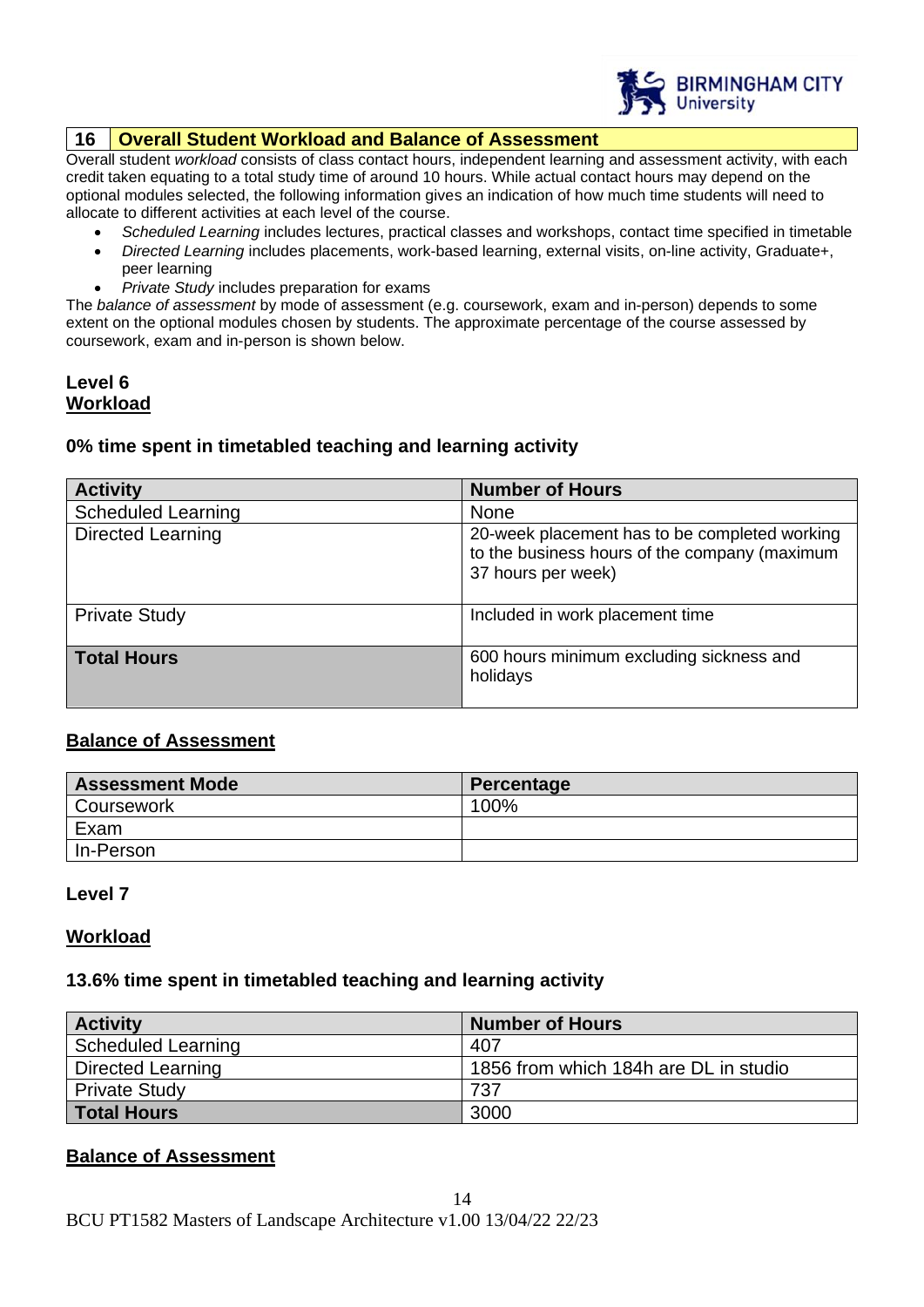## 16 Overall Student Workload and Balance of Assessment

Overall student *workload* consists of class contact hours, independent learning and assessment activity, with each credit taken equating to a total study time of around 10 hours. While actual contact hours may depend on the optional modules selected, the following information gives an indication of how much time students will need to allocate to different activities at each level of the course.

- *Scheduled Learning* includes lectures, practical classes and workshops, contact time specified in timetable
- *Directed Learning* includes placements, work-based learning, external visits, on-line activity, Graduate+, peer learning
- *Private Study* includes preparation for exams

The *balance of assessment* by mode of assessment (e.g. coursework, exam and in-person) depends to some extent on the optional modules chosen by students. The approximate percentage of the course assessed by coursework, exam and in-person is shown below.

### Level 6

#### Workload

**0% time spent in timetabled teaching and learning activity**

| Activity | Number of Hours |
|---|---|
| Scheduled Learning | None |
| Directed Learning | 20-week placement has to be completed working to the business hours of the company (maximum 37 hours per week) |
| Private Study | Included in work placement time |
| **Total Hours** | 600 hours minimum excluding sickness and holidays |

#### Balance of Assessment

| Assessment Mode | Percentage |
|---|---|
| Coursework | 100% |
| Exam | |
| In-Person | |

### Level 7

#### Workload

**13.6% time spent in timetabled teaching and learning activity**

| Activity | Number of Hours |
|---|---|
| Scheduled Learning | 407 |
| Directed Learning | 1856 from which 184h are DL in studio |
| Private Study | 737 |
| **Total Hours** | 3000 |

#### Balance of Assessment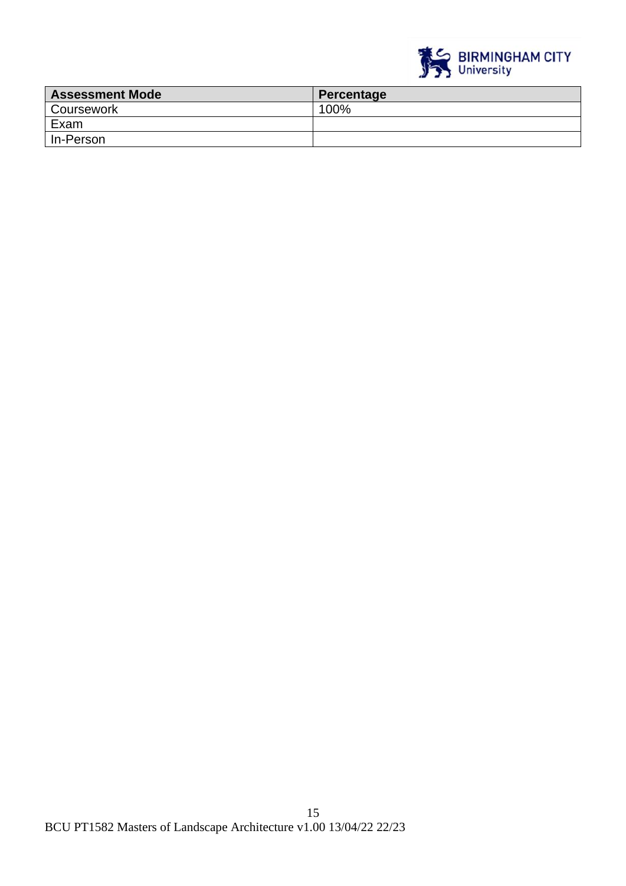| Assessment Mode | Percentage |
|---|---|
| Coursework | 100% |
| Exam | |
| In-Person | |